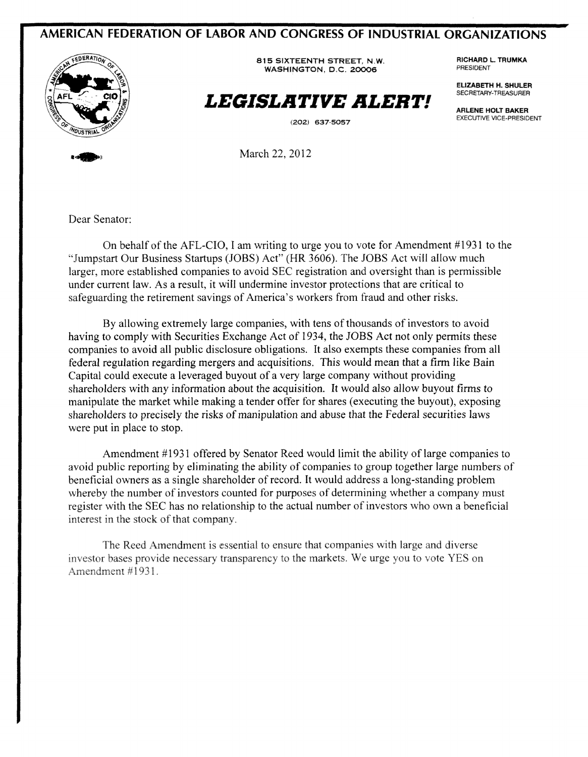# AMERICAN FEDERATION OF LABOR AND CONGRESS OF INDUSTRIAL ORGANIZATIONS

815 SIXTEENTH STREET, N.W.
WASHINGTON, D.C. 20006

**RICHARD L. TRUMKA**
PRESIDENT

**ELIZABETH H. SHULER**
SECRETARY-TREASURER

**ARLENE HOLT BAKER**
EXECUTIVE VICE-PRESIDENT

## *LEGISLATIVE ALERT!*

(202) 637-5057

March 22, 2012

Dear Senator:

On behalf of the AFL-CIO, I am writing to urge you to vote for Amendment #1931 to the "Jumpstart Our Business Startups (JOBS) Act" (HR 3606). The JOBS Act will allow much larger, more established companies to avoid SEC registration and oversight than is permissible under current law. As a result, it will undermine investor protections that are critical to safeguarding the retirement savings of America's workers from fraud and other risks.

By allowing extremely large companies, with tens of thousands of investors to avoid having to comply with Securities Exchange Act of 1934, the JOBS Act not only permits these companies to avoid all public disclosure obligations. It also exempts these companies from all federal regulation regarding mergers and acquisitions. This would mean that a firm like Bain Capital could execute a leveraged buyout of a very large company without providing shareholders with any information about the acquisition. It would also allow buyout firms to manipulate the market while making a tender offer for shares (executing the buyout), exposing shareholders to precisely the risks of manipulation and abuse that the Federal securities laws were put in place to stop.

Amendment #1931 offered by Senator Reed would limit the ability of large companies to avoid public reporting by eliminating the ability of companies to group together large numbers of beneficial owners as a single shareholder of record. It would address a long-standing problem whereby the number of investors counted for purposes of determining whether a company must register with the SEC has no relationship to the actual number of investors who own a beneficial interest in the stock of that company.

The Reed Amendment is essential to ensure that companies with large and diverse investor bases provide necessary transparency to the markets. We urge you to vote YES on Amendment #1931.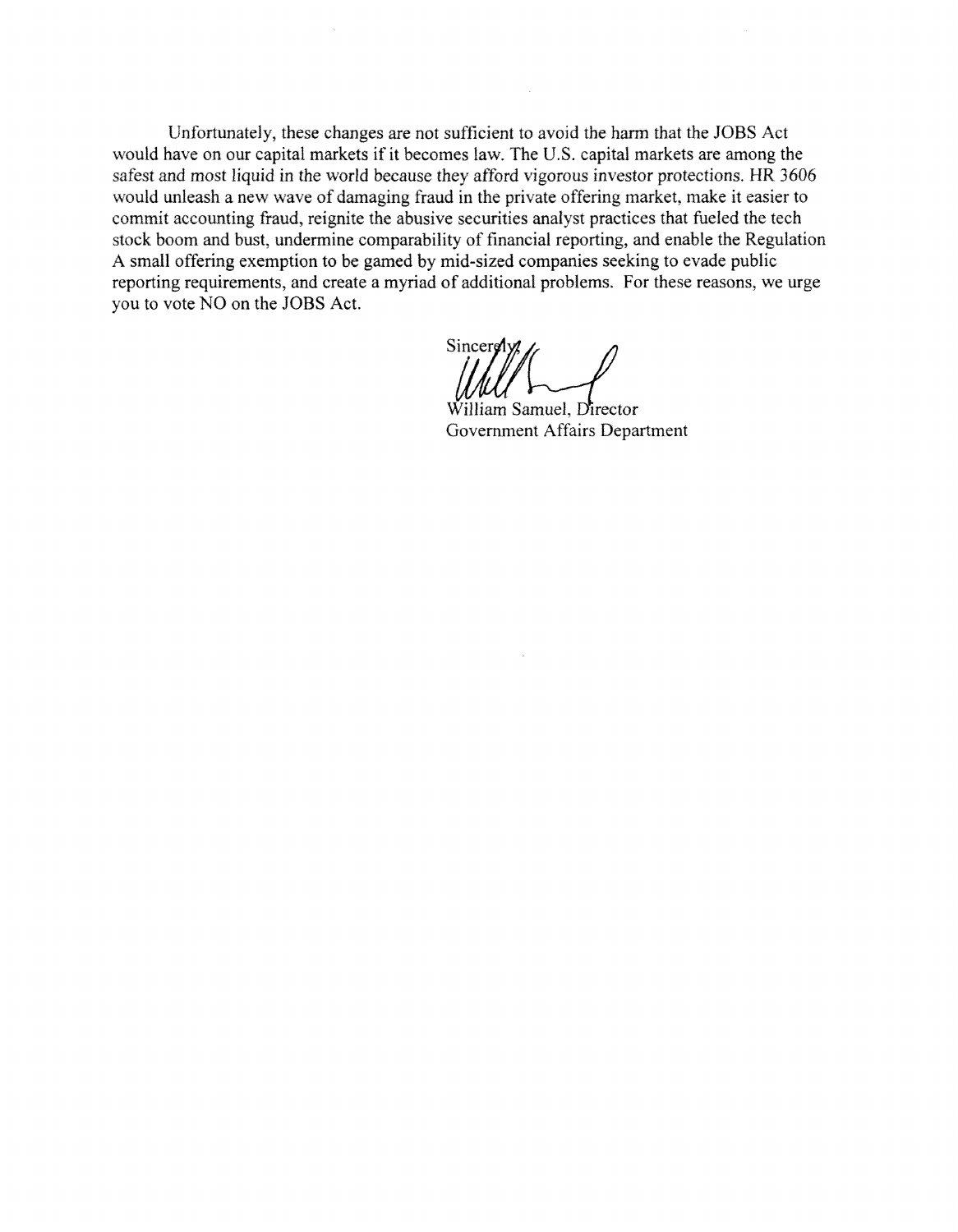Unfortunately, these changes are not sufficient to avoid the harm that the JOBS Act would have on our capital markets if it becomes law. The U.S. capital markets are among the safest and most liquid in the world because they afford vigorous investor protections. HR 3606 would unleash a new wave of damaging fraud in the private offering market, make it easier to commit accounting fraud, reignite the abusive securities analyst practices that fueled the tech stock boom and bust, undermine comparability of financial reporting, and enable the Regulation A small offering exemption to be gamed by mid-sized companies seeking to evade public reporting requirements, and create a myriad of additional problems. For these reasons, we urge you to vote NO on the JOBS Act.

Sincerely,

William Samuel, Director
Government Affairs Department